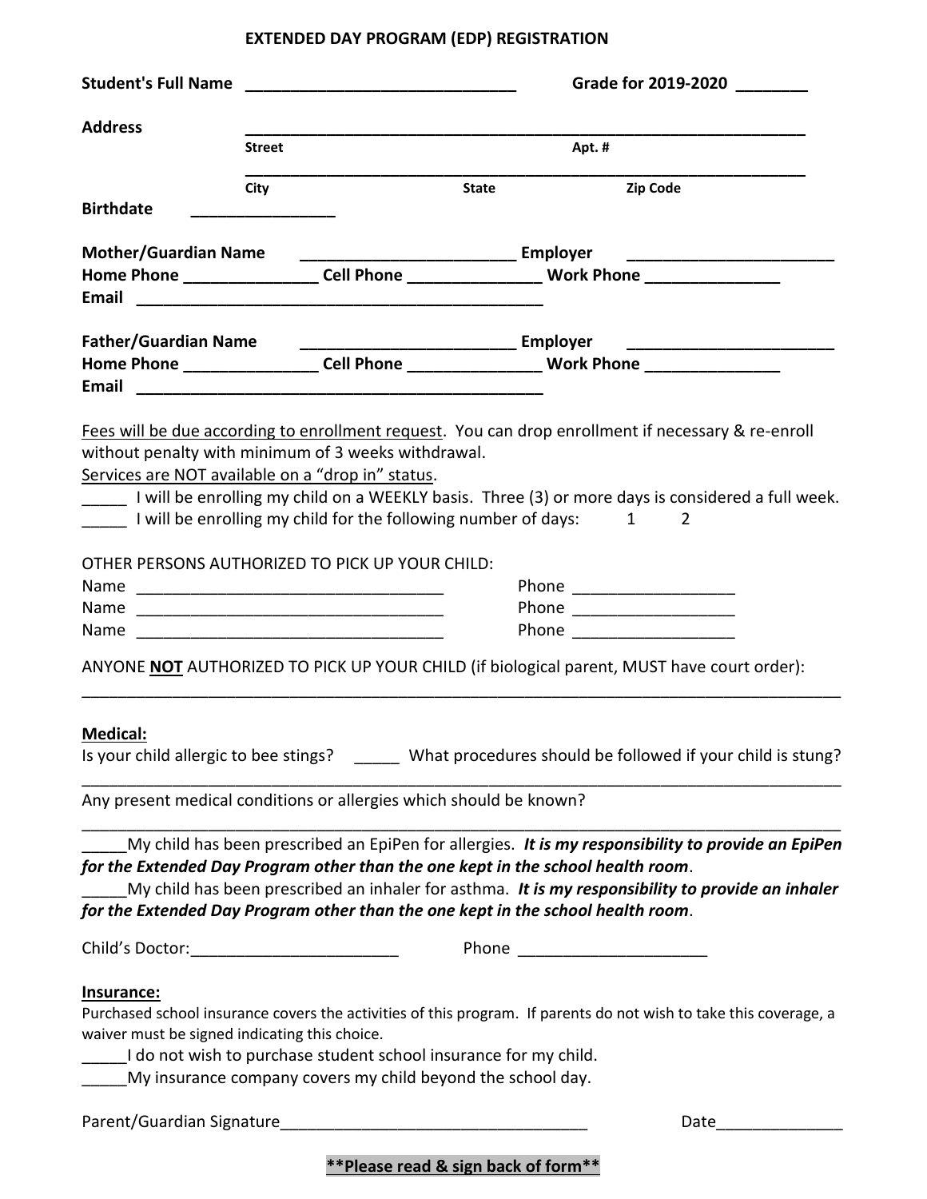# EXTENDED DAY PROGRAM (EDP) REGISTRATION

**Student's Full Name** ______________________________ **Grade for 2019-2020** ________

**Address** ______________________________________________________________
**Street** **Apt. #**

______________________________________________________________
**City** **State** **Zip Code**

**Birthdate** ________________

**Mother/Guardian Name** _______________________ **Employer** _______________________
**Home Phone** ______________ **Cell Phone** ______________ **Work Phone** ______________
**Email** ____________________________________________

**Father/Guardian Name** _______________________ **Employer** _______________________
**Home Phone** ______________ **Cell Phone** ______________ **Work Phone** ______________
**Email** ____________________________________________

<u>Fees will be due according to enrollment request</u>. You can drop enrollment if necessary & re-enroll without penalty with minimum of 3 weeks withdrawal.
<u>Services are NOT available on a "drop in" status</u>.

_____ I will be enrolling my child on a WEEKLY basis. Three (3) or more days is considered a full week.
_____ I will be enrolling my child for the following number of days: 1 2

OTHER PERSONS AUTHORIZED TO PICK UP YOUR CHILD:
Name _________________________________ Phone _________________
Name _________________________________ Phone _________________
Name _________________________________ Phone _________________

ANYONE **<u>NOT</u>** AUTHORIZED TO PICK UP YOUR CHILD (if biological parent, MUST have court order):
_____________________________________________________________________________

**<u>Medical:</u>**
Is your child allergic to bee stings? _____ What procedures should be followed if your child is stung?
_____________________________________________________________________________
Any present medical conditions or allergies which should be known?
_____________________________________________________________________________
_____My child has been prescribed an EpiPen for allergies. ***It is my responsibility to provide an EpiPen for the Extended Day Program other than the one kept in the school health room***.
_____My child has been prescribed an inhaler for asthma. ***It is my responsibility to provide an inhaler for the Extended Day Program other than the one kept in the school health room***.

Child's Doctor:______________________ Phone ____________________

**<u>Insurance:</u>**
Purchased school insurance covers the activities of this program. If parents do not wish to take this coverage, a waiver must be signed indicating this choice.
_____I do not wish to purchase student school insurance for my child.
_____My insurance company covers my child beyond the school day.

Parent/Guardian Signature_________________________________ Date_____________

**<u>**Please read & sign back of form**</u>**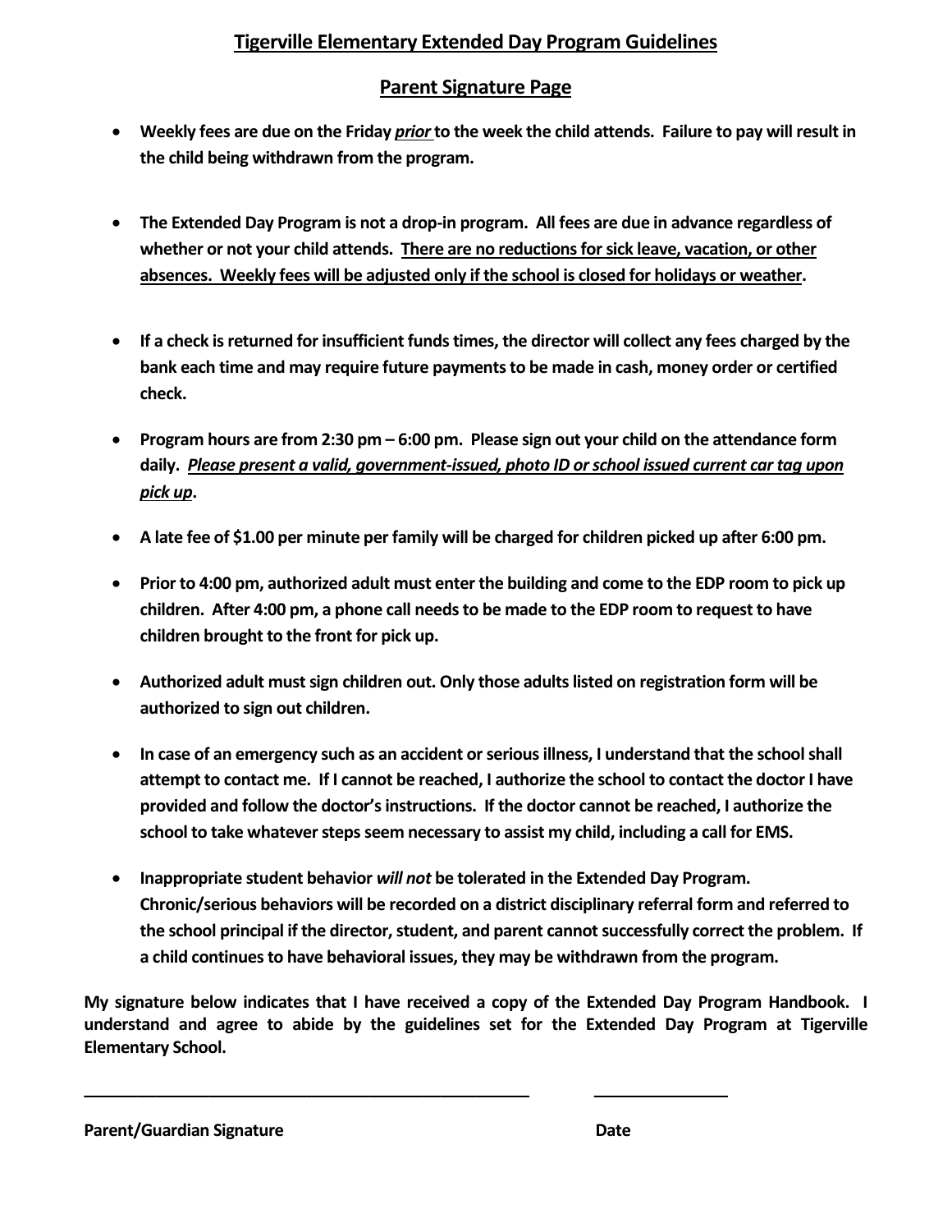## Tigerville Elementary Extended Day Program Guidelines

## Parent Signature Page

- **Weekly fees are due on the Friday *prior* to the week the child attends. Failure to pay will result in the child being withdrawn from the program.**
- **The Extended Day Program is not a drop-in program. All fees are due in advance regardless of whether or not your child attends. There are no reductions for sick leave, vacation, or other absences. Weekly fees will be adjusted only if the school is closed for holidays or weather.**
- **If a check is returned for insufficient funds times, the director will collect any fees charged by the bank each time and may require future payments to be made in cash, money order or certified check.**
- **Program hours are from 2:30 pm – 6:00 pm. Please sign out your child on the attendance form daily. *Please present a valid, government-issued, photo ID or school issued current car tag upon pick up*.**
- **A late fee of $1.00 per minute per family will be charged for children picked up after 6:00 pm.**
- **Prior to 4:00 pm, authorized adult must enter the building and come to the EDP room to pick up children. After 4:00 pm, a phone call needs to be made to the EDP room to request to have children brought to the front for pick up.**
- **Authorized adult must sign children out. Only those adults listed on registration form will be authorized to sign out children.**
- **In case of an emergency such as an accident or serious illness, I understand that the school shall attempt to contact me. If I cannot be reached, I authorize the school to contact the doctor I have provided and follow the doctor's instructions. If the doctor cannot be reached, I authorize the school to take whatever steps seem necessary to assist my child, including a call for EMS.**
- **Inappropriate student behavior *will not* be tolerated in the Extended Day Program. Chronic/serious behaviors will be recorded on a district disciplinary referral form and referred to the school principal if the director, student, and parent cannot successfully correct the problem. If a child continues to have behavioral issues, they may be withdrawn from the program.**

**My signature below indicates that I have received a copy of the Extended Day Program Handbook. I understand and agree to abide by the guidelines set for the Extended Day Program at Tigerville Elementary School.**

_____________________________________________ _______________

**Parent/Guardian Signature** **Date**